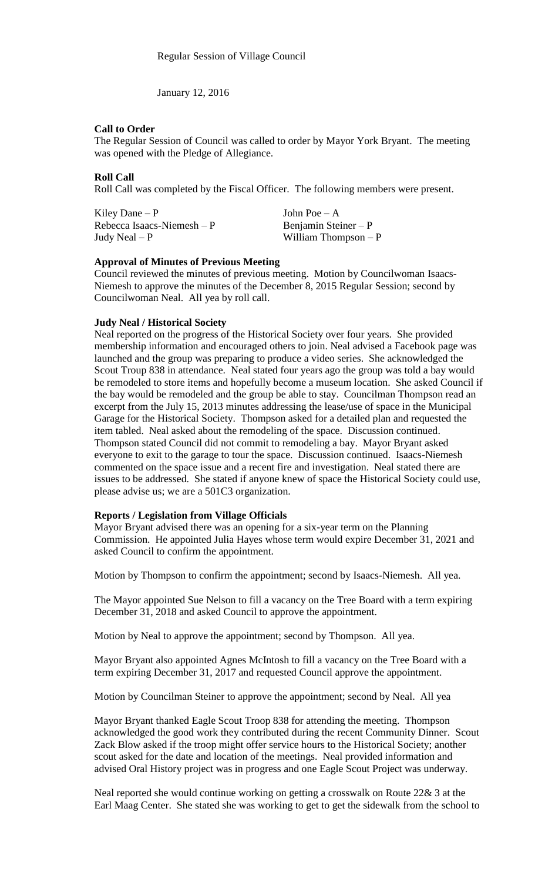Regular Session of Village Council

January 12, 2016

**Call to Order**

The Regular Session of Council was called to order by Mayor York Bryant. The meeting was opened with the Pledge of Allegiance.

**Roll Call**

Roll Call was completed by the Fiscal Officer. The following members were present.

| | |
|---|---|
| Kiley Dane – P | John Poe – A |
| Rebecca Isaacs-Niemesh – P | Benjamin Steiner – P |
| Judy Neal – P | William Thompson – P |

**Approval of Minutes of Previous Meeting**

Council reviewed the minutes of previous meeting. Motion by Councilwoman Isaacs-Niemesh to approve the minutes of the December 8, 2015 Regular Session; second by Councilwoman Neal. All yea by roll call.

**Judy Neal / Historical Society**

Neal reported on the progress of the Historical Society over four years. She provided membership information and encouraged others to join. Neal advised a Facebook page was launched and the group was preparing to produce a video series. She acknowledged the Scout Troup 838 in attendance. Neal stated four years ago the group was told a bay would be remodeled to store items and hopefully become a museum location. She asked Council if the bay would be remodeled and the group be able to stay. Councilman Thompson read an excerpt from the July 15, 2013 minutes addressing the lease/use of space in the Municipal Garage for the Historical Society. Thompson asked for a detailed plan and requested the item tabled. Neal asked about the remodeling of the space. Discussion continued. Thompson stated Council did not commit to remodeling a bay. Mayor Bryant asked everyone to exit to the garage to tour the space. Discussion continued. Isaacs-Niemesh commented on the space issue and a recent fire and investigation. Neal stated there are issues to be addressed. She stated if anyone knew of space the Historical Society could use, please advise us; we are a 501C3 organization.

**Reports / Legislation from Village Officials**

Mayor Bryant advised there was an opening for a six-year term on the Planning Commission. He appointed Julia Hayes whose term would expire December 31, 2021 and asked Council to confirm the appointment.

Motion by Thompson to confirm the appointment; second by Isaacs-Niemesh. All yea.

The Mayor appointed Sue Nelson to fill a vacancy on the Tree Board with a term expiring December 31, 2018 and asked Council to approve the appointment.

Motion by Neal to approve the appointment; second by Thompson. All yea.

Mayor Bryant also appointed Agnes McIntosh to fill a vacancy on the Tree Board with a term expiring December 31, 2017 and requested Council approve the appointment.

Motion by Councilman Steiner to approve the appointment; second by Neal. All yea

Mayor Bryant thanked Eagle Scout Troop 838 for attending the meeting. Thompson acknowledged the good work they contributed during the recent Community Dinner. Scout Zack Blow asked if the troop might offer service hours to the Historical Society; another scout asked for the date and location of the meetings. Neal provided information and advised Oral History project was in progress and one Eagle Scout Project was underway.

Neal reported she would continue working on getting a crosswalk on Route 22& 3 at the Earl Maag Center. She stated she was working to get to get the sidewalk from the school to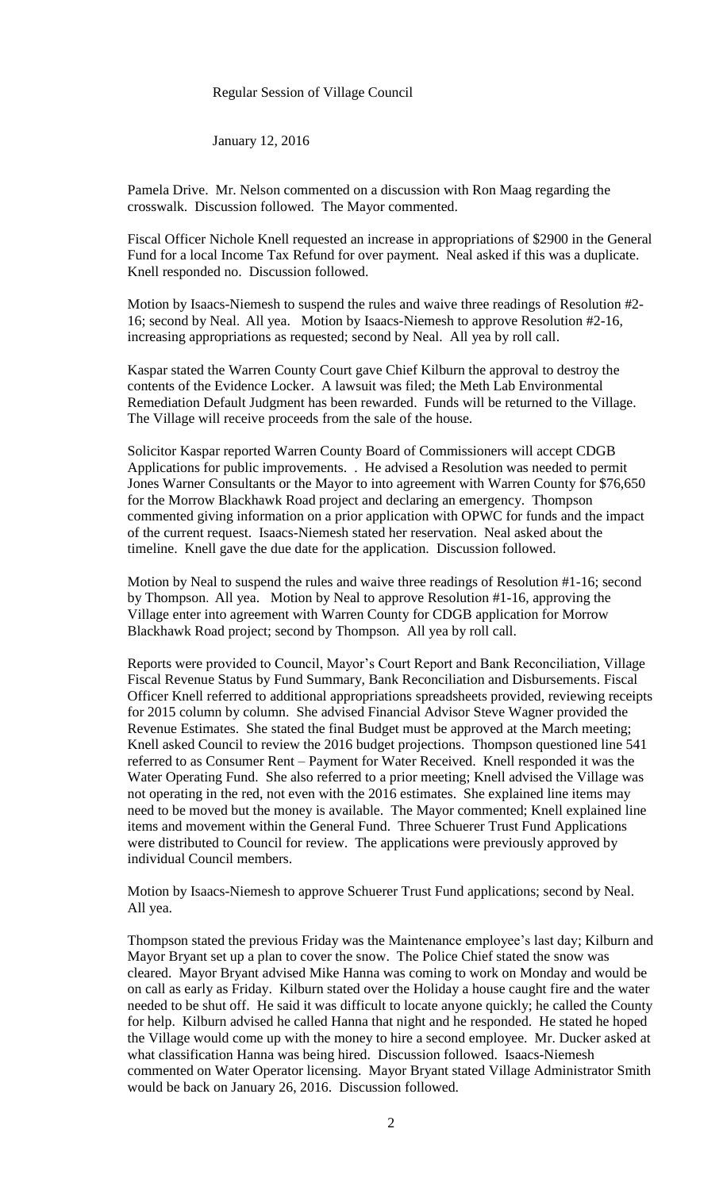Regular Session of Village Council

January 12, 2016

Pamela Drive. Mr. Nelson commented on a discussion with Ron Maag regarding the crosswalk. Discussion followed. The Mayor commented.

Fiscal Officer Nichole Knell requested an increase in appropriations of $2900 in the General Fund for a local Income Tax Refund for over payment. Neal asked if this was a duplicate. Knell responded no. Discussion followed.

Motion by Isaacs-Niemesh to suspend the rules and waive three readings of Resolution #2-16; second by Neal. All yea. Motion by Isaacs-Niemesh to approve Resolution #2-16, increasing appropriations as requested; second by Neal. All yea by roll call.

Kaspar stated the Warren County Court gave Chief Kilburn the approval to destroy the contents of the Evidence Locker. A lawsuit was filed; the Meth Lab Environmental Remediation Default Judgment has been rewarded. Funds will be returned to the Village. The Village will receive proceeds from the sale of the house.

Solicitor Kaspar reported Warren County Board of Commissioners will accept CDGB Applications for public improvements. . He advised a Resolution was needed to permit Jones Warner Consultants or the Mayor to into agreement with Warren County for $76,650 for the Morrow Blackhawk Road project and declaring an emergency. Thompson commented giving information on a prior application with OPWC for funds and the impact of the current request. Isaacs-Niemesh stated her reservation. Neal asked about the timeline. Knell gave the due date for the application. Discussion followed.

Motion by Neal to suspend the rules and waive three readings of Resolution #1-16; second by Thompson. All yea. Motion by Neal to approve Resolution #1-16, approving the Village enter into agreement with Warren County for CDGB application for Morrow Blackhawk Road project; second by Thompson. All yea by roll call.

Reports were provided to Council, Mayor's Court Report and Bank Reconciliation, Village Fiscal Revenue Status by Fund Summary, Bank Reconciliation and Disbursements. Fiscal Officer Knell referred to additional appropriations spreadsheets provided, reviewing receipts for 2015 column by column. She advised Financial Advisor Steve Wagner provided the Revenue Estimates. She stated the final Budget must be approved at the March meeting; Knell asked Council to review the 2016 budget projections. Thompson questioned line 541 referred to as Consumer Rent – Payment for Water Received. Knell responded it was the Water Operating Fund. She also referred to a prior meeting; Knell advised the Village was not operating in the red, not even with the 2016 estimates. She explained line items may need to be moved but the money is available. The Mayor commented; Knell explained line items and movement within the General Fund. Three Schuerer Trust Fund Applications were distributed to Council for review. The applications were previously approved by individual Council members.

Motion by Isaacs-Niemesh to approve Schuerer Trust Fund applications; second by Neal. All yea.

Thompson stated the previous Friday was the Maintenance employee's last day; Kilburn and Mayor Bryant set up a plan to cover the snow. The Police Chief stated the snow was cleared. Mayor Bryant advised Mike Hanna was coming to work on Monday and would be on call as early as Friday. Kilburn stated over the Holiday a house caught fire and the water needed to be shut off. He said it was difficult to locate anyone quickly; he called the County for help. Kilburn advised he called Hanna that night and he responded. He stated he hoped the Village would come up with the money to hire a second employee. Mr. Ducker asked at what classification Hanna was being hired. Discussion followed. Isaacs-Niemesh commented on Water Operator licensing. Mayor Bryant stated Village Administrator Smith would be back on January 26, 2016. Discussion followed.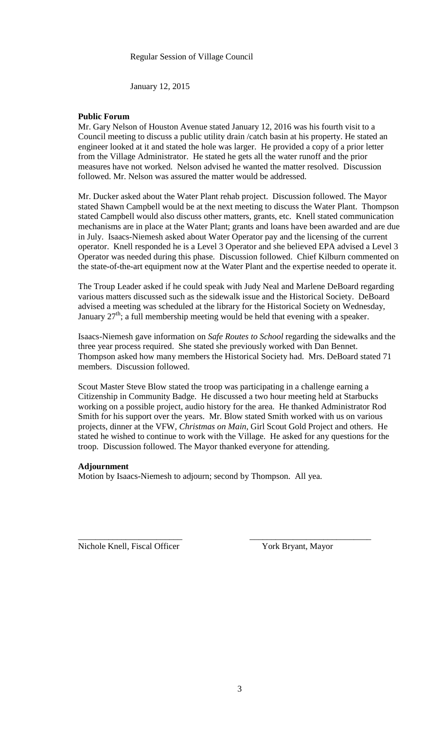Regular Session of Village Council

January 12, 2015

**Public Forum**

Mr. Gary Nelson of Houston Avenue stated January 12, 2016 was his fourth visit to a Council meeting to discuss a public utility drain /catch basin at his property. He stated an engineer looked at it and stated the hole was larger. He provided a copy of a prior letter from the Village Administrator. He stated he gets all the water runoff and the prior measures have not worked. Nelson advised he wanted the matter resolved. Discussion followed. Mr. Nelson was assured the matter would be addressed.

Mr. Ducker asked about the Water Plant rehab project. Discussion followed. The Mayor stated Shawn Campbell would be at the next meeting to discuss the Water Plant. Thompson stated Campbell would also discuss other matters, grants, etc. Knell stated communication mechanisms are in place at the Water Plant; grants and loans have been awarded and are due in July. Isaacs-Niemesh asked about Water Operator pay and the licensing of the current operator. Knell responded he is a Level 3 Operator and she believed EPA advised a Level 3 Operator was needed during this phase. Discussion followed. Chief Kilburn commented on the state-of-the-art equipment now at the Water Plant and the expertise needed to operate it.

The Troup Leader asked if he could speak with Judy Neal and Marlene DeBoard regarding various matters discussed such as the sidewalk issue and the Historical Society. DeBoard advised a meeting was scheduled at the library for the Historical Society on Wednesday, January 27th; a full membership meeting would be held that evening with a speaker.

Isaacs-Niemesh gave information on *Safe Routes to School* regarding the sidewalks and the three year process required. She stated she previously worked with Dan Bennet. Thompson asked how many members the Historical Society had. Mrs. DeBoard stated 71 members. Discussion followed.

Scout Master Steve Blow stated the troop was participating in a challenge earning a Citizenship in Community Badge. He discussed a two hour meeting held at Starbucks working on a possible project, audio history for the area. He thanked Administrator Rod Smith for his support over the years. Mr. Blow stated Smith worked with us on various projects, dinner at the VFW, *Christmas on Main*, Girl Scout Gold Project and others. He stated he wished to continue to work with the Village. He asked for any questions for the troop. Discussion followed. The Mayor thanked everyone for attending.

**Adjournment**

Motion by Isaacs-Niemesh to adjourn; second by Thompson. All yea.

\_\_\_\_\_\_\_\_\_\_\_\_\_\_\_\_\_\_\_\_\_\_\_\_ \_\_\_\_\_\_\_\_\_\_\_\_\_\_\_\_\_\_\_\_\_\_\_\_\_\_\_\_

Nichole Knell, Fiscal Officer York Bryant, Mayor